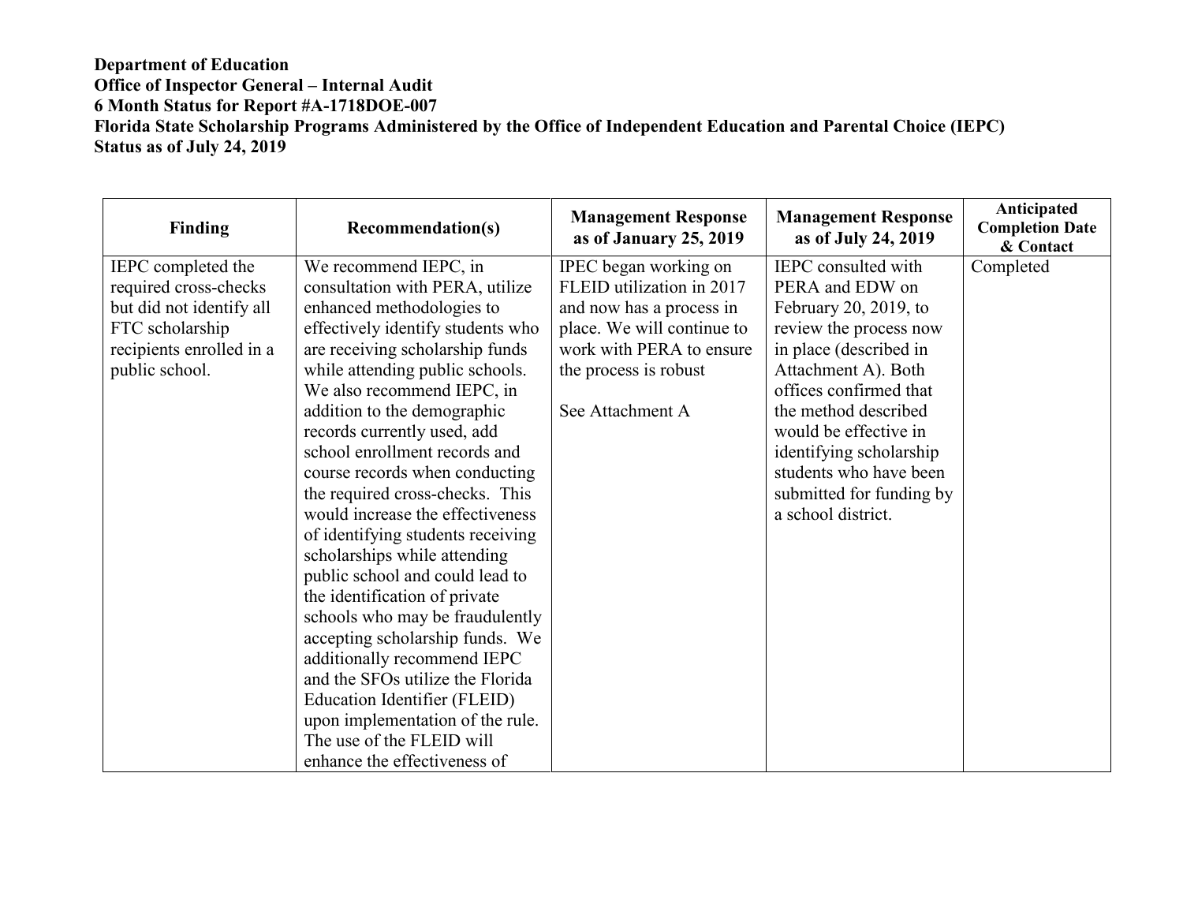**Department of Education**
**Office of Inspector General – Internal Audit**
**6 Month Status for Report #A-1718DOE-007**
**Florida State Scholarship Programs Administered by the Office of Independent Education and Parental Choice (IEPC)**
**Status as of July 24, 2019**

| Finding | Recommendation(s) | Management Response as of January 25, 2019 | Management Response as of July 24, 2019 | Anticipated Completion Date & Contact |
|---|---|---|---|---|
| IEPC completed the required cross-checks but did not identify all FTC scholarship recipients enrolled in a public school. | We recommend IEPC, in consultation with PERA, utilize enhanced methodologies to effectively identify students who are receiving scholarship funds while attending public schools. We also recommend IEPC, in addition to the demographic records currently used, add school enrollment records and course records when conducting the required cross-checks. This would increase the effectiveness of identifying students receiving scholarships while attending public school and could lead to the identification of private schools who may be fraudulently accepting scholarship funds. We additionally recommend IEPC and the SFOs utilize the Florida Education Identifier (FLEID) upon implementation of the rule. The use of the FLEID will enhance the effectiveness of | IPEC began working on FLEID utilization in 2017 and now has a process in place. We will continue to work with PERA to ensure the process is robust<br><br>See Attachment A | IEPC consulted with PERA and EDW on February 20, 2019, to review the process now in place (described in Attachment A). Both offices confirmed that the method described would be effective in identifying scholarship students who have been submitted for funding by a school district. | Completed |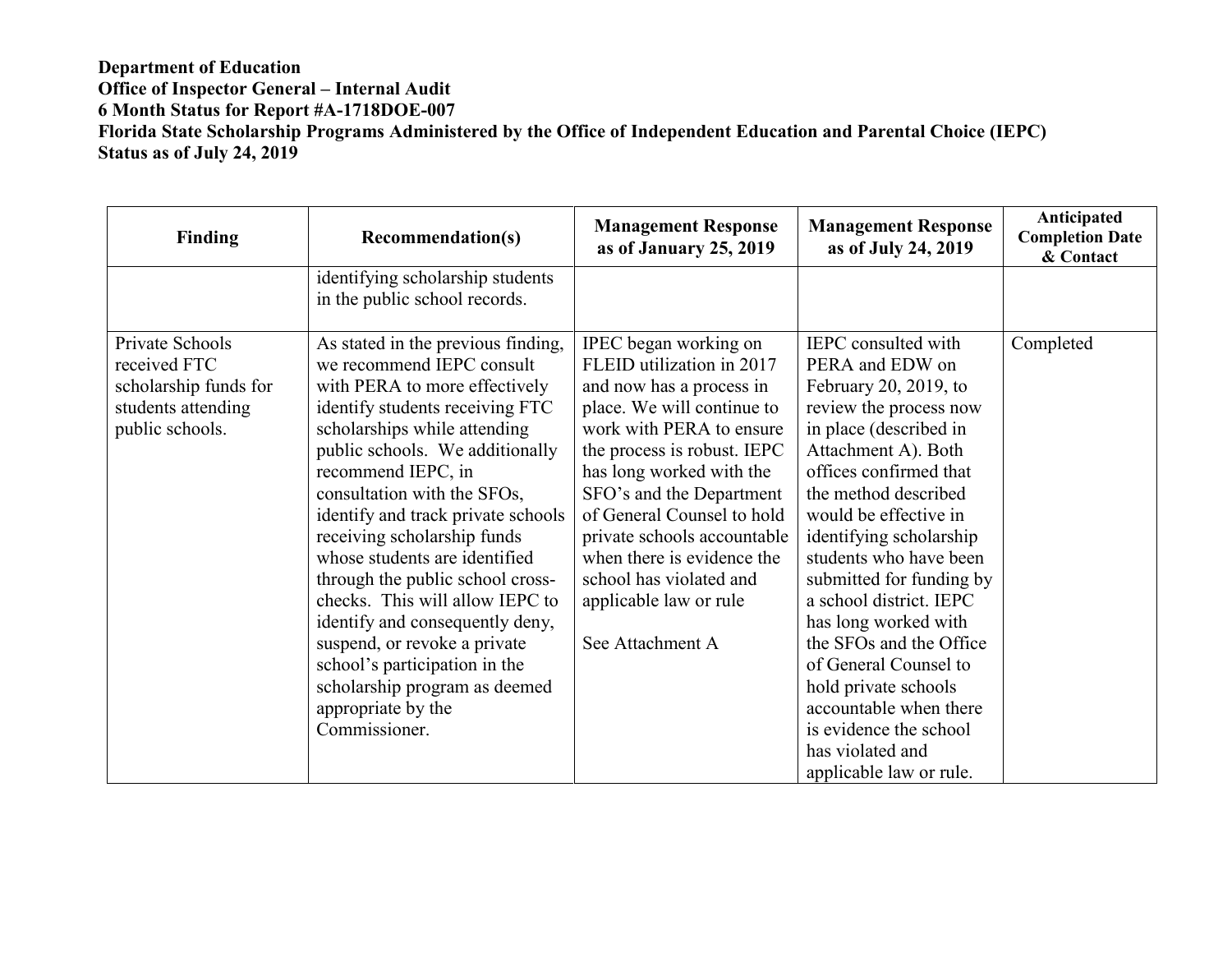**Department of Education**
**Office of Inspector General – Internal Audit**
**6 Month Status for Report #A-1718DOE-007**
**Florida State Scholarship Programs Administered by the Office of Independent Education and Parental Choice (IEPC)**
**Status as of July 24, 2019**

| Finding | Recommendation(s) | Management Response as of January 25, 2019 | Management Response as of July 24, 2019 | Anticipated Completion Date & Contact |
|---|---|---|---|---|
| | identifying scholarship students in the public school records. | | | |
| Private Schools received FTC scholarship funds for students attending public schools. | As stated in the previous finding, we recommend IEPC consult with PERA to more effectively identify students receiving FTC scholarships while attending public schools. We additionally recommend IEPC, in consultation with the SFOs, identify and track private schools receiving scholarship funds whose students are identified through the public school cross-checks. This will allow IEPC to identify and consequently deny, suspend, or revoke a private school's participation in the scholarship program as deemed appropriate by the Commissioner. | IPEC began working on FLEID utilization in 2017 and now has a process in place. We will continue to work with PERA to ensure the process is robust. IEPC has long worked with the SFO's and the Department of General Counsel to hold private schools accountable when there is evidence the school has violated and applicable law or rule<br><br>See Attachment A | IEPC consulted with PERA and EDW on February 20, 2019, to review the process now in place (described in Attachment A). Both offices confirmed that the method described would be effective in identifying scholarship students who have been submitted for funding by a school district. IEPC has long worked with the SFOs and the Office of General Counsel to hold private schools accountable when there is evidence the school has violated and applicable law or rule. | Completed |